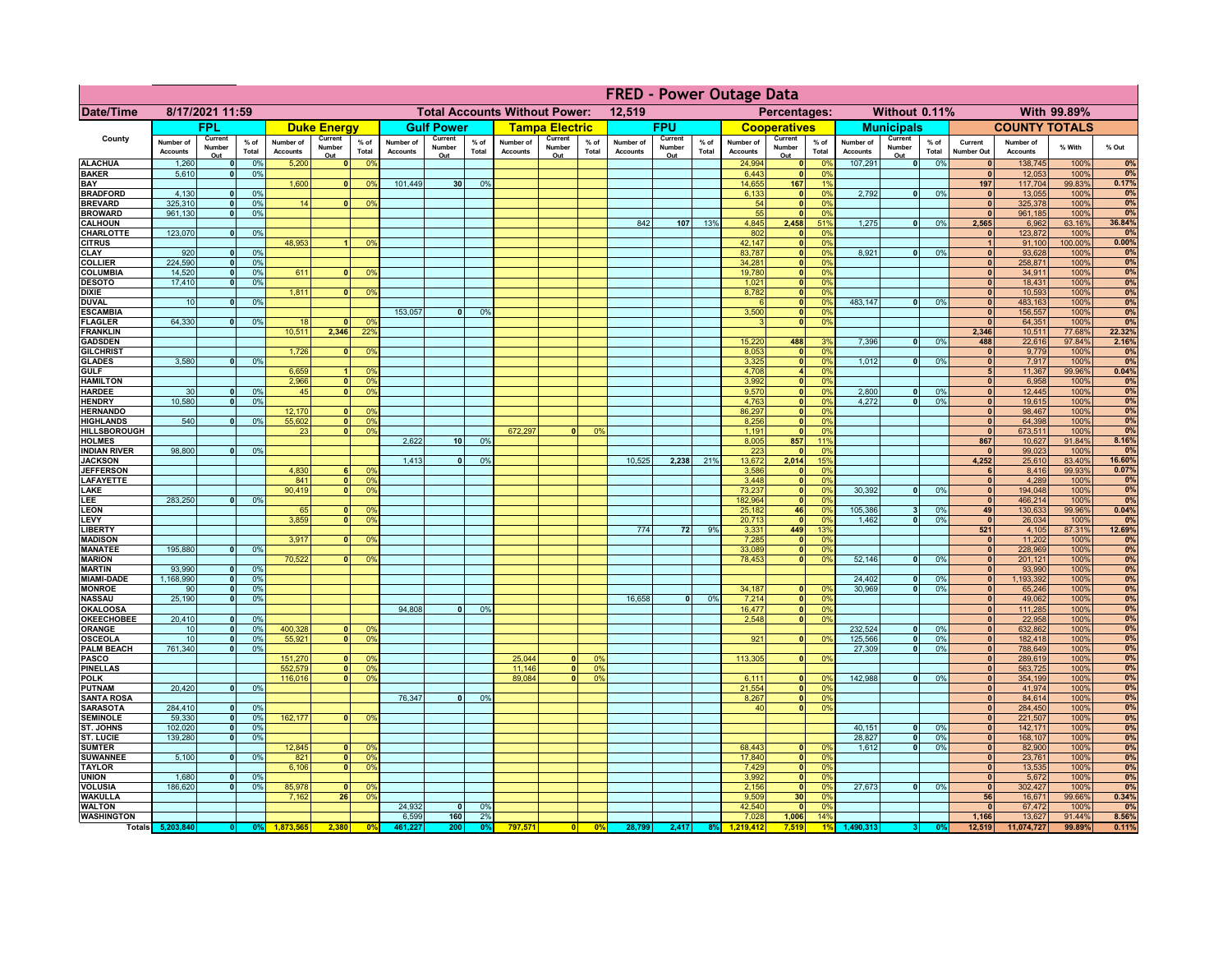# FRED - Power Outage Data

| Date/Time | 8/17/2021 11:59 | | | | | Total Accounts Without Power: | | | | 12,519 | | | | Percentages: | | | Without 0.11% | | | | With 99.89% | | |
|---|---|---|---|---|---|---|---|---|---|---|---|---|---|---|---|---|---|---|---|---|---|---|---|

| County | FPL | | | Duke Energy | | | Gulf Power | | | Tampa Electric | | | FPU | | | Cooperatives | | | Municipals | | | COUNTY TOTALS | | | |
|---|---|---|---|---|---|---|---|---|---|---|---|---|---|---|---|---|---|---|---|---|---|---|---|---|---|
| | Number of Accounts | Current Number Out | % of Total | Number of Accounts | Current Number Out | % of Total | Number of Accounts | Current Number Out | % of Total | Number of Accounts | Current Number Out | % of Total | Number of Accounts | Current Number Out | % of Total | Number of Accounts | Current Number Out | % of Total | Number of Accounts | Current Number Out | % of Total | Current Number Out | Number of Accounts | % With | % Out |
| ALACHUA | 1,260 | 0 | 0% | 5,200 | 0 | 0% | | | | | | | | | | 24,994 | 0 | 0% | 107,291 | 0 | 0% | 0 | 138,745 | 100% | 0% |
| BAKER | 5,610 | 0 | 0% | | | | | | | | | | | | | 6,443 | 0 | 0% | | | | 0 | 12,053 | 100% | 0% |
| BAY | | | | 1,600 | 0 | 0% | 101,449 | 30 | 0% | | | | | | | 14,655 | 167 | 1% | | | | 197 | 117,704 | 99.83% | 0.17% |
| BRADFORD | 4,130 | 0 | 0% | | | | | | | | | | | | | 6,133 | 0 | 0% | 2,792 | 0 | 0% | 0 | 13,055 | 100% | 0% |
| BREVARD | 325,310 | 0 | 0% | 14 | 0 | 0% | | | | | | | | | | 54 | 0 | 0% | | | | 0 | 325,378 | 100% | 0% |
| BROWARD | 961,130 | 0 | 0% | | | | | | | | | | | | | 55 | 0 | 0% | | | | 0 | 961,185 | 100% | 0% |
| CALHOUN | | | | | | | | | | | | | 842 | 107 | 13% | 4,845 | 2,458 | 51% | 1,275 | 0 | 0% | 2,565 | 6,962 | 63.16% | 36.84% |
| CHARLOTTE | 123,070 | 0 | 0% | | | | | | | | | | | | | 802 | 0 | 0% | | | | 0 | 123,872 | 100% | 0% |
| CITRUS | | | | 48,953 | 1 | 0% | | | | | | | | | | 42,147 | 0 | 0% | | | | 1 | 91,100 | 100.00% | 0.00% |
| CLAY | 920 | 0 | 0% | | | | | | | | | | | | | 83,787 | 0 | 0% | 8,921 | 0 | 0% | 0 | 93,628 | 100% | 0% |
| COLLIER | 224,590 | 0 | 0% | | | | | | | | | | | | | 34,281 | 0 | 0% | | | | 0 | 258,871 | 100% | 0% |
| COLUMBIA | 14,520 | 0 | 0% | 611 | 0 | 0% | | | | | | | | | | 19,780 | 0 | 0% | | | | 0 | 34,911 | 100% | 0% |
| DESOTO | 17,410 | 0 | 0% | | | | | | | | | | | | | 1,021 | 0 | 0% | | | | 0 | 18,431 | 100% | 0% |
| DIXIE | | | | 1,811 | 0 | 0% | | | | | | | | | | 8,782 | 0 | 0% | | | | 0 | 10,593 | 100% | 0% |
| DUVAL | 10 | 0 | 0% | | | | | | | | | | | | | 6 | 0 | 0% | 483,147 | 0 | 0% | 0 | 483,163 | 100% | 0% |
| ESCAMBIA | | | | | | | 153,057 | 0 | 0% | | | | | | | 3,500 | 0 | 0% | | | | 0 | 156,557 | 100% | 0% |
| FLAGLER | 64,330 | 0 | 0% | 18 | 0 | 0% | | | | | | | | | | 3 | 0 | 0% | | | | 0 | 64,351 | 100% | 0% |
| FRANKLIN | | | | 10,511 | 2,346 | 22% | | | | | | | | | | | | | | | | 2,346 | 10,511 | 77.68% | 22.32% |
| GADSDEN | | | | | | | | | | | | | | | | 15,220 | 488 | 3% | 7,396 | 0 | 0% | 488 | 22,616 | 97.84% | 2.16% |
| GILCHRIST | | | | 1,726 | 0 | 0% | | | | | | | | | | 8,053 | 0 | 0% | | | | 0 | 9,779 | 100% | 0% |
| GLADES | 3,580 | 0 | 0% | | | | | | | | | | | | | 3,325 | 0 | 0% | 1,012 | 0 | 0% | 0 | 7,917 | 100% | 0% |
| GULF | | | | 6,659 | 1 | 0% | | | | | | | | | | 4,708 | 4 | 0% | | | | 5 | 11,367 | 99.96% | 0.04% |
| HAMILTON | | | | 2,966 | 0 | 0% | | | | | | | | | | 3,992 | 0 | 0% | | | | 0 | 6,958 | 100% | 0% |
| HARDEE | 30 | 0 | 0% | 45 | 0 | 0% | | | | | | | | | | 9,570 | 0 | 0% | 2,800 | 0 | 0% | 0 | 12,445 | 100% | 0% |
| HENDRY | 10,580 | 0 | 0% | | | | | | | | | | | | | 4,763 | 0 | 0% | 4,272 | 0 | 0% | 0 | 19,615 | 100% | 0% |
| HERNANDO | | | | 12,170 | 0 | 0% | | | | | | | | | | 86,297 | 0 | 0% | | | | 0 | 98,467 | 100% | 0% |
| HIGHLANDS | 540 | 0 | 0% | 55,602 | 0 | 0% | | | | | | | | | | 8,256 | 0 | 0% | | | | 0 | 64,398 | 100% | 0% |
| HILLSBOROUGH | | | | 23 | 0 | 0% | | | | 672,297 | 0 | 0% | | | | 1,191 | 0 | 0% | | | | 0 | 673,511 | 100% | 0% |
| HOLMES | | | | | | | 2,622 | 10 | 0% | | | | | | | 8,005 | 857 | 11% | | | | 867 | 10,627 | 91.84% | 8.16% |
| INDIAN RIVER | 98,800 | 0 | 0% | | | | | | | | | | | | | 223 | 0 | 0% | | | | 0 | 99,023 | 100% | 0% |
| JACKSON | | | | | | | 1,413 | 0 | 0% | | | | 10,525 | 2,238 | 21% | 13,672 | 2,014 | 15% | | | | 4,252 | 25,610 | 83.40% | 16.60% |
| JEFFERSON | | | | 4,830 | 6 | 0% | | | | | | | | | | 3,586 | 0 | 0% | | | | 6 | 8,416 | 99.93% | 0.07% |
| LAFAYETTE | | | | 841 | 0 | 0% | | | | | | | | | | 3,448 | 0 | 0% | | | | 0 | 4,289 | 100% | 0% |
| LAKE | | | | 90,419 | 0 | 0% | | | | | | | | | | 73,237 | 0 | 0% | 30,392 | 0 | 0% | 0 | 194,048 | 100% | 0% |
| LEE | 283,250 | 0 | 0% | | | | | | | | | | | | | 182,964 | 0 | 0% | | | | 0 | 466,214 | 100% | 0% |
| LEON | | | | 65 | 0 | 0% | | | | | | | | | | 25,182 | 46 | 0% | 105,386 | 3 | 0% | 49 | 130,633 | 99.96% | 0.04% |
| LEVY | | | | 3,859 | 0 | 0% | | | | | | | | | | 20,713 | 0 | 0% | 1,462 | 0 | 0% | 0 | 26,034 | 100% | 0% |
| LIBERTY | | | | | | | | | | | | | 774 | 72 | 9% | 3,331 | 449 | 13% | | | | 521 | 4,105 | 87.31% | 12.69% |
| MADISON | | | | 3,917 | 0 | 0% | | | | | | | | | | 7,285 | 0 | 0% | | | | 0 | 11,202 | 100% | 0% |
| MANATEE | 195,880 | 0 | 0% | | | | | | | | | | | | | 33,089 | 0 | 0% | | | | 0 | 228,969 | 100% | 0% |
| MARION | | | | 70,522 | 0 | 0% | | | | | | | | | | 78,453 | 0 | 0% | 52,146 | 0 | 0% | 0 | 201,121 | 100% | 0% |
| MARTIN | 93,990 | 0 | 0% | | | | | | | | | | | | | | | | | | | 0 | 93,990 | 100% | 0% |
| MIAMI-DADE | 1,168,990 | 0 | 0% | | | | | | | | | | | | | | | | 24,402 | 0 | 0% | 0 | 1,193,392 | 100% | 0% |
| MONROE | 90 | 0 | 0% | | | | | | | | | | | | | 34,187 | 0 | 0% | 30,969 | 0 | 0% | 0 | 65,246 | 100% | 0% |
| NASSAU | 25,190 | 0 | 0% | | | | | | | | | | 16,658 | 0 | 0% | 7,214 | 0 | 0% | | | | 0 | 49,062 | 100% | 0% |
| OKALOOSA | | | | | | | 94,808 | 0 | 0% | | | | | | | 16,477 | 0 | 0% | | | | 0 | 111,285 | 100% | 0% |
| OKEECHOBEE | 20,410 | 0 | 0% | | | | | | | | | | | | | 2,548 | 0 | 0% | | | | 0 | 22,958 | 100% | 0% |
| ORANGE | 10 | 0 | 0% | 400,328 | 0 | 0% | | | | | | | | | | | | | 232,524 | 0 | 0% | 0 | 632,862 | 100% | 0% |
| OSCEOLA | 10 | 0 | 0% | 55,921 | 0 | 0% | | | | | | | | | | 921 | 0 | 0% | 125,566 | 0 | 0% | 0 | 182,418 | 100% | 0% |
| PALM BEACH | 761,340 | 0 | 0% | | | | | | | | | | | | | | | | 27,309 | 0 | 0% | 0 | 788,649 | 100% | 0% |
| PASCO | | | | 151,270 | 0 | 0% | | | | 25,044 | 0 | 0% | | | | 113,305 | 0 | 0% | | | | 0 | 289,619 | 100% | 0% |
| PINELLAS | | | | 552,579 | 0 | 0% | | | | 11,146 | 0 | 0% | | | | | | | | | | 0 | 563,725 | 100% | 0% |
| POLK | | | | 116,016 | 0 | 0% | | | | 89,084 | 0 | 0% | | | | 6,111 | 0 | 0% | 142,988 | 0 | 0% | 0 | 354,199 | 100% | 0% |
| PUTNAM | 20,420 | 0 | 0% | | | | | | | | | | | | | 21,554 | 0 | 0% | | | | 0 | 41,974 | 100% | 0% |
| SANTA ROSA | | | | | | | 76,347 | 0 | 0% | | | | | | | 8,267 | 0 | 0% | | | | 0 | 84,614 | 100% | 0% |
| SARASOTA | 284,410 | 0 | 0% | | | | | | | | | | | | | 40 | 0 | 0% | | | | 0 | 284,450 | 100% | 0% |
| SEMINOLE | 59,330 | 0 | 0% | 162,177 | 0 | 0% | | | | | | | | | | | | | | | | 0 | 221,507 | 100% | 0% |
| ST. JOHNS | 102,020 | 0 | 0% | | | | | | | | | | | | | | | | 40,151 | 0 | 0% | 0 | 142,171 | 100% | 0% |
| ST. LUCIE | 139,280 | 0 | 0% | | | | | | | | | | | | | | | | 28,827 | 0 | 0% | 0 | 168,107 | 100% | 0% |
| SUMTER | | | | 12,845 | 0 | 0% | | | | | | | | | | 68,443 | 0 | 0% | 1,612 | 0 | 0% | 0 | 82,900 | 100% | 0% |
| SUWANNEE | 5,100 | 0 | 0% | 821 | 0 | 0% | | | | | | | | | | 17,840 | 0 | 0% | | | | 0 | 23,761 | 100% | 0% |
| TAYLOR | | | | 6,106 | 0 | 0% | | | | | | | | | | 7,429 | 0 | 0% | | | | 0 | 13,535 | 100% | 0% |
| UNION | 1,680 | 0 | 0% | | | | | | | | | | | | | 3,992 | 0 | 0% | | | | 0 | 5,672 | 100% | 0% |
| VOLUSIA | 186,620 | 0 | 0% | 85,978 | 0 | 0% | | | | | | | | | | 2,156 | 0 | 0% | 27,673 | 0 | 0% | 0 | 302,427 | 100% | 0% |
| WAKULLA | | | | 7,162 | 26 | 0% | | | | | | | | | | 9,509 | 30 | 0% | | | | 56 | 16,671 | 99.66% | 0.34% |
| WALTON | | | | | | | 24,932 | 0 | 0% | | | | | | | 42,540 | 0 | 0% | | | | 0 | 67,472 | 100% | 0% |
| WASHINGTON | | | | | | | 6,599 | 160 | 2% | | | | | | | 7,028 | 1,006 | 14% | | | | 1,166 | 13,627 | 91.44% | 8.56% |
| Totals | 5,203,840 | 0 | 0% | 1,873,565 | 2,380 | 0% | 461,227 | 200 | 0% | 797,571 | 0 | 0% | 28,799 | 2,417 | 8% | 1,219,412 | 7,519 | 1% | 1,490,313 | 3 | 0% | 12,519 | 11,074,727 | 99.89% | 0.11% |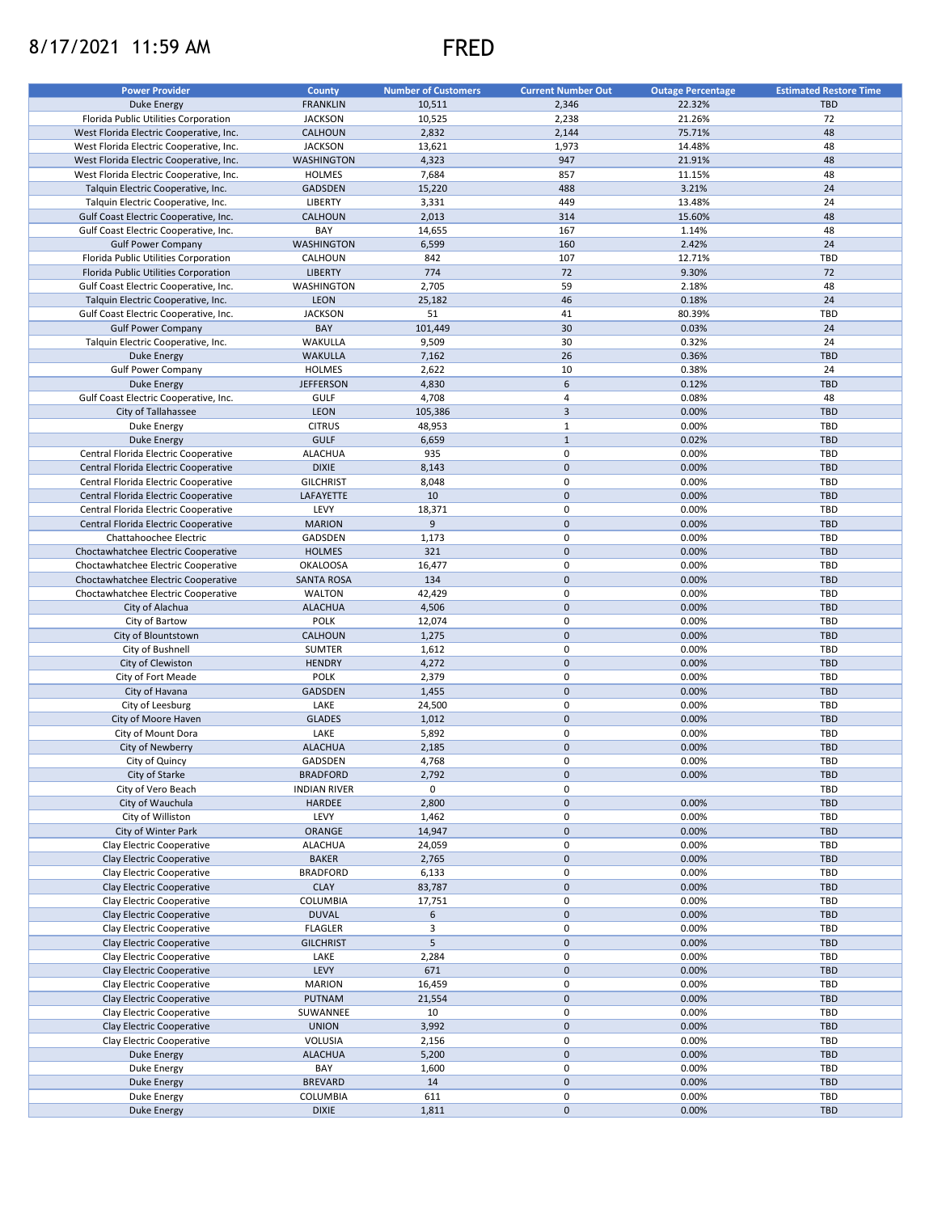# 8/17/2021 11:59 AM FRED

| Power Provider | County | Number of Customers | Current Number Out | Outage Percentage | Estimated Restore Time |
|---|---|---|---|---|---|
| Duke Energy | FRANKLIN | 10,511 | 2,346 | 22.32% | TBD |
| Florida Public Utilities Corporation | JACKSON | 10,525 | 2,238 | 21.26% | 72 |
| West Florida Electric Cooperative, Inc. | CALHOUN | 2,832 | 2,144 | 75.71% | 48 |
| West Florida Electric Cooperative, Inc. | JACKSON | 13,621 | 1,973 | 14.48% | 48 |
| West Florida Electric Cooperative, Inc. | WASHINGTON | 4,323 | 947 | 21.91% | 48 |
| West Florida Electric Cooperative, Inc. | HOLMES | 7,684 | 857 | 11.15% | 48 |
| Talquin Electric Cooperative, Inc. | GADSDEN | 15,220 | 488 | 3.21% | 24 |
| Talquin Electric Cooperative, Inc. | LIBERTY | 3,331 | 449 | 13.48% | 24 |
| Gulf Coast Electric Cooperative, Inc. | CALHOUN | 2,013 | 314 | 15.60% | 48 |
| Gulf Coast Electric Cooperative, Inc. | BAY | 14,655 | 167 | 1.14% | 48 |
| Gulf Power Company | WASHINGTON | 6,599 | 160 | 2.42% | 24 |
| Florida Public Utilities Corporation | CALHOUN | 842 | 107 | 12.71% | TBD |
| Florida Public Utilities Corporation | LIBERTY | 774 | 72 | 9.30% | 72 |
| Gulf Coast Electric Cooperative, Inc. | WASHINGTON | 2,705 | 59 | 2.18% | 48 |
| Talquin Electric Cooperative, Inc. | LEON | 25,182 | 46 | 0.18% | 24 |
| Gulf Coast Electric Cooperative, Inc. | JACKSON | 51 | 41 | 80.39% | TBD |
| Gulf Power Company | BAY | 101,449 | 30 | 0.03% | 24 |
| Talquin Electric Cooperative, Inc. | WAKULLA | 9,509 | 30 | 0.32% | 24 |
| Duke Energy | WAKULLA | 7,162 | 26 | 0.36% | TBD |
| Gulf Power Company | HOLMES | 2,622 | 10 | 0.38% | 24 |
| Duke Energy | JEFFERSON | 4,830 | 6 | 0.12% | TBD |
| Gulf Coast Electric Cooperative, Inc. | GULF | 4,708 | 4 | 0.08% | 48 |
| City of Tallahassee | LEON | 105,386 | 3 | 0.00% | TBD |
| Duke Energy | CITRUS | 48,953 | 1 | 0.00% | TBD |
| Duke Energy | GULF | 6,659 | 1 | 0.02% | TBD |
| Central Florida Electric Cooperative | ALACHUA | 935 | 0 | 0.00% | TBD |
| Central Florida Electric Cooperative | DIXIE | 8,143 | 0 | 0.00% | TBD |
| Central Florida Electric Cooperative | GILCHRIST | 8,048 | 0 | 0.00% | TBD |
| Central Florida Electric Cooperative | LAFAYETTE | 10 | 0 | 0.00% | TBD |
| Central Florida Electric Cooperative | LEVY | 18,371 | 0 | 0.00% | TBD |
| Central Florida Electric Cooperative | MARION | 9 | 0 | 0.00% | TBD |
| Chattahoochee Electric | GADSDEN | 1,173 | 0 | 0.00% | TBD |
| Choctawhatchee Electric Cooperative | HOLMES | 321 | 0 | 0.00% | TBD |
| Choctawhatchee Electric Cooperative | OKALOOSA | 16,477 | 0 | 0.00% | TBD |
| Choctawhatchee Electric Cooperative | SANTA ROSA | 134 | 0 | 0.00% | TBD |
| Choctawhatchee Electric Cooperative | WALTON | 42,429 | 0 | 0.00% | TBD |
| City of Alachua | ALACHUA | 4,506 | 0 | 0.00% | TBD |
| City of Bartow | POLK | 12,074 | 0 | 0.00% | TBD |
| City of Blountstown | CALHOUN | 1,275 | 0 | 0.00% | TBD |
| City of Bushnell | SUMTER | 1,612 | 0 | 0.00% | TBD |
| City of Clewiston | HENDRY | 4,272 | 0 | 0.00% | TBD |
| City of Fort Meade | POLK | 2,379 | 0 | 0.00% | TBD |
| City of Havana | GADSDEN | 1,455 | 0 | 0.00% | TBD |
| City of Leesburg | LAKE | 24,500 | 0 | 0.00% | TBD |
| City of Moore Haven | GLADES | 1,012 | 0 | 0.00% | TBD |
| City of Mount Dora | LAKE | 5,892 | 0 | 0.00% | TBD |
| City of Newberry | ALACHUA | 2,185 | 0 | 0.00% | TBD |
| City of Quincy | GADSDEN | 4,768 | 0 | 0.00% | TBD |
| City of Starke | BRADFORD | 2,792 | 0 | 0.00% | TBD |
| City of Vero Beach | INDIAN RIVER | 0 | 0 | | TBD |
| City of Wauchula | HARDEE | 2,800 | 0 | 0.00% | TBD |
| City of Williston | LEVY | 1,462 | 0 | 0.00% | TBD |
| City of Winter Park | ORANGE | 14,947 | 0 | 0.00% | TBD |
| Clay Electric Cooperative | ALACHUA | 24,059 | 0 | 0.00% | TBD |
| Clay Electric Cooperative | BAKER | 2,765 | 0 | 0.00% | TBD |
| Clay Electric Cooperative | BRADFORD | 6,133 | 0 | 0.00% | TBD |
| Clay Electric Cooperative | CLAY | 83,787 | 0 | 0.00% | TBD |
| Clay Electric Cooperative | COLUMBIA | 17,751 | 0 | 0.00% | TBD |
| Clay Electric Cooperative | DUVAL | 6 | 0 | 0.00% | TBD |
| Clay Electric Cooperative | FLAGLER | 3 | 0 | 0.00% | TBD |
| Clay Electric Cooperative | GILCHRIST | 5 | 0 | 0.00% | TBD |
| Clay Electric Cooperative | LAKE | 2,284 | 0 | 0.00% | TBD |
| Clay Electric Cooperative | LEVY | 671 | 0 | 0.00% | TBD |
| Clay Electric Cooperative | MARION | 16,459 | 0 | 0.00% | TBD |
| Clay Electric Cooperative | PUTNAM | 21,554 | 0 | 0.00% | TBD |
| Clay Electric Cooperative | SUWANNEE | 10 | 0 | 0.00% | TBD |
| Clay Electric Cooperative | UNION | 3,992 | 0 | 0.00% | TBD |
| Clay Electric Cooperative | VOLUSIA | 2,156 | 0 | 0.00% | TBD |
| Duke Energy | ALACHUA | 5,200 | 0 | 0.00% | TBD |
| Duke Energy | BAY | 1,600 | 0 | 0.00% | TBD |
| Duke Energy | BREVARD | 14 | 0 | 0.00% | TBD |
| Duke Energy | COLUMBIA | 611 | 0 | 0.00% | TBD |
| Duke Energy | DIXIE | 1,811 | 0 | 0.00% | TBD |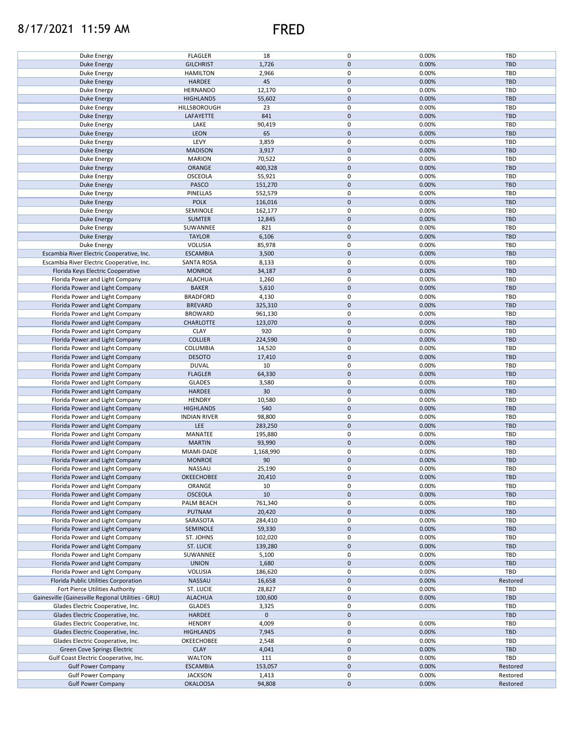| | | | | | |
|---|---|---|---|---|---|
| Duke Energy | FLAGLER | 18 | 0 | 0.00% | TBD |
| Duke Energy | GILCHRIST | 1,726 | 0 | 0.00% | TBD |
| Duke Energy | HAMILTON | 2,966 | 0 | 0.00% | TBD |
| Duke Energy | HARDEE | 45 | 0 | 0.00% | TBD |
| Duke Energy | HERNANDO | 12,170 | 0 | 0.00% | TBD |
| Duke Energy | HIGHLANDS | 55,602 | 0 | 0.00% | TBD |
| Duke Energy | HILLSBOROUGH | 23 | 0 | 0.00% | TBD |
| Duke Energy | LAFAYETTE | 841 | 0 | 0.00% | TBD |
| Duke Energy | LAKE | 90,419 | 0 | 0.00% | TBD |
| Duke Energy | LEON | 65 | 0 | 0.00% | TBD |
| Duke Energy | LEVY | 3,859 | 0 | 0.00% | TBD |
| Duke Energy | MADISON | 3,917 | 0 | 0.00% | TBD |
| Duke Energy | MARION | 70,522 | 0 | 0.00% | TBD |
| Duke Energy | ORANGE | 400,328 | 0 | 0.00% | TBD |
| Duke Energy | OSCEOLA | 55,921 | 0 | 0.00% | TBD |
| Duke Energy | PASCO | 151,270 | 0 | 0.00% | TBD |
| Duke Energy | PINELLAS | 552,579 | 0 | 0.00% | TBD |
| Duke Energy | POLK | 116,016 | 0 | 0.00% | TBD |
| Duke Energy | SEMINOLE | 162,177 | 0 | 0.00% | TBD |
| Duke Energy | SUMTER | 12,845 | 0 | 0.00% | TBD |
| Duke Energy | SUWANNEE | 821 | 0 | 0.00% | TBD |
| Duke Energy | TAYLOR | 6,106 | 0 | 0.00% | TBD |
| Duke Energy | VOLUSIA | 85,978 | 0 | 0.00% | TBD |
| Escambia River Electric Cooperative, Inc. | ESCAMBIA | 3,500 | 0 | 0.00% | TBD |
| Escambia River Electric Cooperative, Inc. | SANTA ROSA | 8,133 | 0 | 0.00% | TBD |
| Florida Keys Electric Cooperative | MONROE | 34,187 | 0 | 0.00% | TBD |
| Florida Power and Light Company | ALACHUA | 1,260 | 0 | 0.00% | TBD |
| Florida Power and Light Company | BAKER | 5,610 | 0 | 0.00% | TBD |
| Florida Power and Light Company | BRADFORD | 4,130 | 0 | 0.00% | TBD |
| Florida Power and Light Company | BREVARD | 325,310 | 0 | 0.00% | TBD |
| Florida Power and Light Company | BROWARD | 961,130 | 0 | 0.00% | TBD |
| Florida Power and Light Company | CHARLOTTE | 123,070 | 0 | 0.00% | TBD |
| Florida Power and Light Company | CLAY | 920 | 0 | 0.00% | TBD |
| Florida Power and Light Company | COLLIER | 224,590 | 0 | 0.00% | TBD |
| Florida Power and Light Company | COLUMBIA | 14,520 | 0 | 0.00% | TBD |
| Florida Power and Light Company | DESOTO | 17,410 | 0 | 0.00% | TBD |
| Florida Power and Light Company | DUVAL | 10 | 0 | 0.00% | TBD |
| Florida Power and Light Company | FLAGLER | 64,330 | 0 | 0.00% | TBD |
| Florida Power and Light Company | GLADES | 3,580 | 0 | 0.00% | TBD |
| Florida Power and Light Company | HARDEE | 30 | 0 | 0.00% | TBD |
| Florida Power and Light Company | HENDRY | 10,580 | 0 | 0.00% | TBD |
| Florida Power and Light Company | HIGHLANDS | 540 | 0 | 0.00% | TBD |
| Florida Power and Light Company | INDIAN RIVER | 98,800 | 0 | 0.00% | TBD |
| Florida Power and Light Company | LEE | 283,250 | 0 | 0.00% | TBD |
| Florida Power and Light Company | MANATEE | 195,880 | 0 | 0.00% | TBD |
| Florida Power and Light Company | MARTIN | 93,990 | 0 | 0.00% | TBD |
| Florida Power and Light Company | MIAMI-DADE | 1,168,990 | 0 | 0.00% | TBD |
| Florida Power and Light Company | MONROE | 90 | 0 | 0.00% | TBD |
| Florida Power and Light Company | NASSAU | 25,190 | 0 | 0.00% | TBD |
| Florida Power and Light Company | OKEECHOBEE | 20,410 | 0 | 0.00% | TBD |
| Florida Power and Light Company | ORANGE | 10 | 0 | 0.00% | TBD |
| Florida Power and Light Company | OSCEOLA | 10 | 0 | 0.00% | TBD |
| Florida Power and Light Company | PALM BEACH | 761,340 | 0 | 0.00% | TBD |
| Florida Power and Light Company | PUTNAM | 20,420 | 0 | 0.00% | TBD |
| Florida Power and Light Company | SARASOTA | 284,410 | 0 | 0.00% | TBD |
| Florida Power and Light Company | SEMINOLE | 59,330 | 0 | 0.00% | TBD |
| Florida Power and Light Company | ST. JOHNS | 102,020 | 0 | 0.00% | TBD |
| Florida Power and Light Company | ST. LUCIE | 139,280 | 0 | 0.00% | TBD |
| Florida Power and Light Company | SUWANNEE | 5,100 | 0 | 0.00% | TBD |
| Florida Power and Light Company | UNION | 1,680 | 0 | 0.00% | TBD |
| Florida Power and Light Company | VOLUSIA | 186,620 | 0 | 0.00% | TBD |
| Florida Public Utilities Corporation | NASSAU | 16,658 | 0 | 0.00% | Restored |
| Fort Pierce Utilities Authority | ST. LUCIE | 28,827 | 0 | 0.00% | TBD |
| Gainesville (Gainesville Regional Utilities - GRU) | ALACHUA | 100,600 | 0 | 0.00% | TBD |
| Glades Electric Cooperative, Inc. | GLADES | 3,325 | 0 | 0.00% | TBD |
| Glades Electric Cooperative, Inc. | HARDEE | 0 | 0 | | TBD |
| Glades Electric Cooperative, Inc. | HENDRY | 4,009 | 0 | 0.00% | TBD |
| Glades Electric Cooperative, Inc. | HIGHLANDS | 7,945 | 0 | 0.00% | TBD |
| Glades Electric Cooperative, Inc. | OKEECHOBEE | 2,548 | 0 | 0.00% | TBD |
| Green Cove Springs Electric | CLAY | 4,041 | 0 | 0.00% | TBD |
| Gulf Coast Electric Cooperative, Inc. | WALTON | 111 | 0 | 0.00% | TBD |
| Gulf Power Company | ESCAMBIA | 153,057 | 0 | 0.00% | Restored |
| Gulf Power Company | JACKSON | 1,413 | 0 | 0.00% | Restored |
| Gulf Power Company | OKALOOSA | 94,808 | 0 | 0.00% | Restored |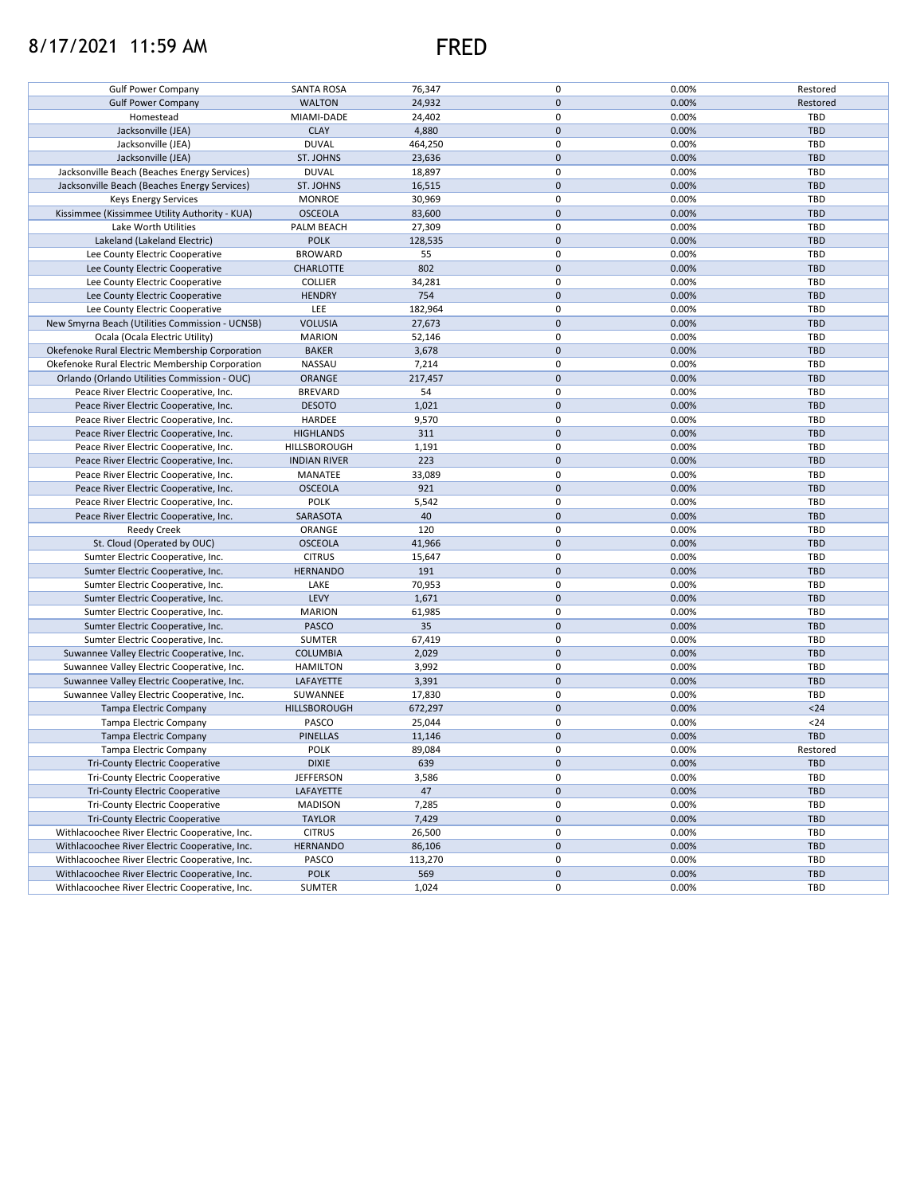# 8/17/2021 11:59 AM FRED

| | | | | | |
|---|---|---|---|---|---|
| Gulf Power Company | SANTA ROSA | 76,347 | 0 | 0.00% | Restored |
| Gulf Power Company | WALTON | 24,932 | 0 | 0.00% | Restored |
| Homestead | MIAMI-DADE | 24,402 | 0 | 0.00% | TBD |
| Jacksonville (JEA) | CLAY | 4,880 | 0 | 0.00% | TBD |
| Jacksonville (JEA) | DUVAL | 464,250 | 0 | 0.00% | TBD |
| Jacksonville (JEA) | ST. JOHNS | 23,636 | 0 | 0.00% | TBD |
| Jacksonville Beach (Beaches Energy Services) | DUVAL | 18,897 | 0 | 0.00% | TBD |
| Jacksonville Beach (Beaches Energy Services) | ST. JOHNS | 16,515 | 0 | 0.00% | TBD |
| Keys Energy Services | MONROE | 30,969 | 0 | 0.00% | TBD |
| Kissimmee (Kissimmee Utility Authority - KUA) | OSCEOLA | 83,600 | 0 | 0.00% | TBD |
| Lake Worth Utilities | PALM BEACH | 27,309 | 0 | 0.00% | TBD |
| Lakeland (Lakeland Electric) | POLK | 128,535 | 0 | 0.00% | TBD |
| Lee County Electric Cooperative | BROWARD | 55 | 0 | 0.00% | TBD |
| Lee County Electric Cooperative | CHARLOTTE | 802 | 0 | 0.00% | TBD |
| Lee County Electric Cooperative | COLLIER | 34,281 | 0 | 0.00% | TBD |
| Lee County Electric Cooperative | HENDRY | 754 | 0 | 0.00% | TBD |
| Lee County Electric Cooperative | LEE | 182,964 | 0 | 0.00% | TBD |
| New Smyrna Beach (Utilities Commission - UCNSB) | VOLUSIA | 27,673 | 0 | 0.00% | TBD |
| Ocala (Ocala Electric Utility) | MARION | 52,146 | 0 | 0.00% | TBD |
| Okefenoke Rural Electric Membership Corporation | BAKER | 3,678 | 0 | 0.00% | TBD |
| Okefenoke Rural Electric Membership Corporation | NASSAU | 7,214 | 0 | 0.00% | TBD |
| Orlando (Orlando Utilities Commission - OUC) | ORANGE | 217,457 | 0 | 0.00% | TBD |
| Peace River Electric Cooperative, Inc. | BREVARD | 54 | 0 | 0.00% | TBD |
| Peace River Electric Cooperative, Inc. | DESOTO | 1,021 | 0 | 0.00% | TBD |
| Peace River Electric Cooperative, Inc. | HARDEE | 9,570 | 0 | 0.00% | TBD |
| Peace River Electric Cooperative, Inc. | HIGHLANDS | 311 | 0 | 0.00% | TBD |
| Peace River Electric Cooperative, Inc. | HILLSBOROUGH | 1,191 | 0 | 0.00% | TBD |
| Peace River Electric Cooperative, Inc. | INDIAN RIVER | 223 | 0 | 0.00% | TBD |
| Peace River Electric Cooperative, Inc. | MANATEE | 33,089 | 0 | 0.00% | TBD |
| Peace River Electric Cooperative, Inc. | OSCEOLA | 921 | 0 | 0.00% | TBD |
| Peace River Electric Cooperative, Inc. | POLK | 5,542 | 0 | 0.00% | TBD |
| Peace River Electric Cooperative, Inc. | SARASOTA | 40 | 0 | 0.00% | TBD |
| Reedy Creek | ORANGE | 120 | 0 | 0.00% | TBD |
| St. Cloud (Operated by OUC) | OSCEOLA | 41,966 | 0 | 0.00% | TBD |
| Sumter Electric Cooperative, Inc. | CITRUS | 15,647 | 0 | 0.00% | TBD |
| Sumter Electric Cooperative, Inc. | HERNANDO | 191 | 0 | 0.00% | TBD |
| Sumter Electric Cooperative, Inc. | LAKE | 70,953 | 0 | 0.00% | TBD |
| Sumter Electric Cooperative, Inc. | LEVY | 1,671 | 0 | 0.00% | TBD |
| Sumter Electric Cooperative, Inc. | MARION | 61,985 | 0 | 0.00% | TBD |
| Sumter Electric Cooperative, Inc. | PASCO | 35 | 0 | 0.00% | TBD |
| Sumter Electric Cooperative, Inc. | SUMTER | 67,419 | 0 | 0.00% | TBD |
| Suwannee Valley Electric Cooperative, Inc. | COLUMBIA | 2,029 | 0 | 0.00% | TBD |
| Suwannee Valley Electric Cooperative, Inc. | HAMILTON | 3,992 | 0 | 0.00% | TBD |
| Suwannee Valley Electric Cooperative, Inc. | LAFAYETTE | 3,391 | 0 | 0.00% | TBD |
| Suwannee Valley Electric Cooperative, Inc. | SUWANNEE | 17,830 | 0 | 0.00% | TBD |
| Tampa Electric Company | HILLSBOROUGH | 672,297 | 0 | 0.00% | <24 |
| Tampa Electric Company | PASCO | 25,044 | 0 | 0.00% | <24 |
| Tampa Electric Company | PINELLAS | 11,146 | 0 | 0.00% | TBD |
| Tampa Electric Company | POLK | 89,084 | 0 | 0.00% | Restored |
| Tri-County Electric Cooperative | DIXIE | 639 | 0 | 0.00% | TBD |
| Tri-County Electric Cooperative | JEFFERSON | 3,586 | 0 | 0.00% | TBD |
| Tri-County Electric Cooperative | LAFAYETTE | 47 | 0 | 0.00% | TBD |
| Tri-County Electric Cooperative | MADISON | 7,285 | 0 | 0.00% | TBD |
| Tri-County Electric Cooperative | TAYLOR | 7,429 | 0 | 0.00% | TBD |
| Withlacoochee River Electric Cooperative, Inc. | CITRUS | 26,500 | 0 | 0.00% | TBD |
| Withlacoochee River Electric Cooperative, Inc. | HERNANDO | 86,106 | 0 | 0.00% | TBD |
| Withlacoochee River Electric Cooperative, Inc. | PASCO | 113,270 | 0 | 0.00% | TBD |
| Withlacoochee River Electric Cooperative, Inc. | POLK | 569 | 0 | 0.00% | TBD |
| Withlacoochee River Electric Cooperative, Inc. | SUMTER | 1,024 | 0 | 0.00% | TBD |